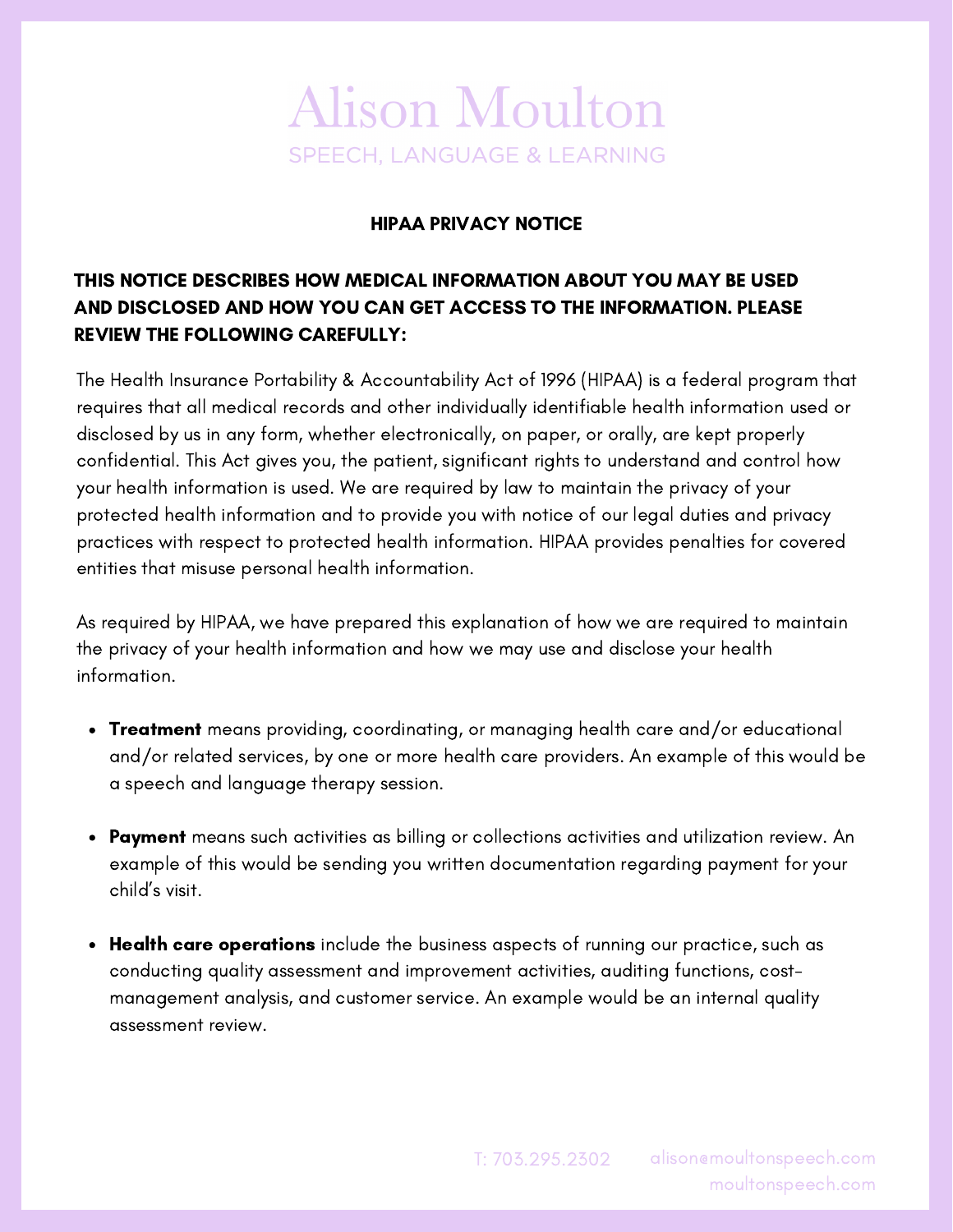# Alison Moulton

SPEECH, LANGUAGE & LEARNING

## HIPAA PRIVACY NOTICE

**THIS NOTICE DESCRIBES HOW MEDICAL INFORMATION ABOUT YOU MAY BE USED AND DISCLOSED AND HOW YOU CAN GET ACCESS TO THE INFORMATION. PLEASE REVIEW THE FOLLOWING CAREFULLY:**

The Health Insurance Portability & Accountability Act of 1996 (HIPAA) is a federal program that requires that all medical records and other individually identifiable health information used or disclosed by us in any form, whether electronically, on paper, or orally, are kept properly confidential. This Act gives you, the patient, significant rights to understand and control how your health information is used. We are required by law to maintain the privacy of your protected health information and to provide you with notice of our legal duties and privacy practices with respect to protected health information. HIPAA provides penalties for covered entities that misuse personal health information.

As required by HIPAA, we have prepared this explanation of how we are required to maintain the privacy of your health information and how we may use and disclose your health information.

- **Treatment** means providing, coordinating, or managing health care and/or educational and/or related services, by one or more health care providers. An example of this would be a speech and language therapy session.
- **Payment** means such activities as billing or collections activities and utilization review. An example of this would be sending you written documentation regarding payment for your child's visit.
- **Health care operations** include the business aspects of running our practice, such as conducting quality assessment and improvement activities, auditing functions, cost-management analysis, and customer service. An example would be an internal quality assessment review.

T: 703.295.2302 alison@moultonspeech.com moultonspeech.com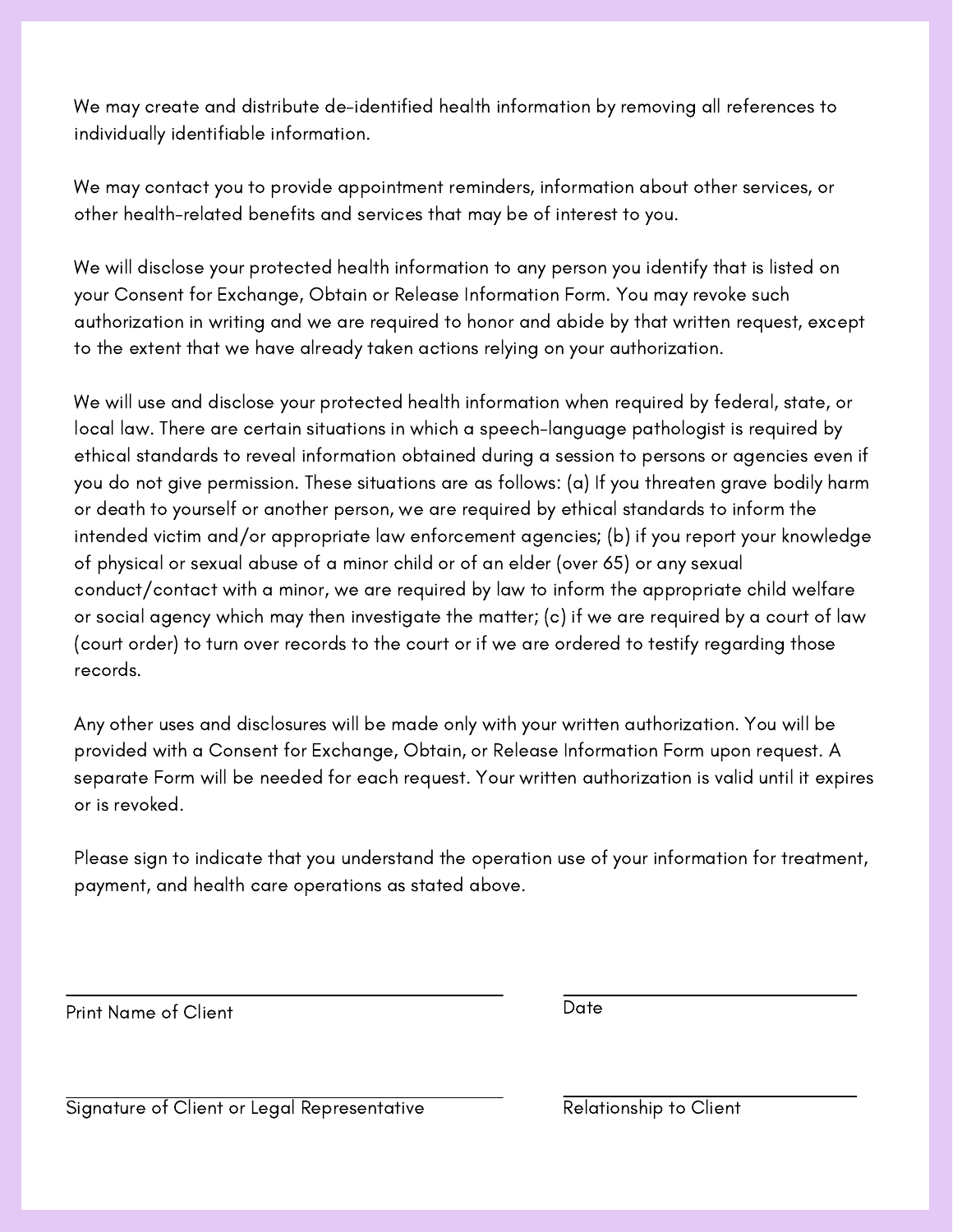We may create and distribute de-identified health information by removing all references to individually identifiable information.

We may contact you to provide appointment reminders, information about other services, or other health-related benefits and services that may be of interest to you.

We will disclose your protected health information to any person you identify that is listed on your Consent for Exchange, Obtain or Release Information Form. You may revoke such authorization in writing and we are required to honor and abide by that written request, except to the extent that we have already taken actions relying on your authorization.

We will use and disclose your protected health information when required by federal, state, or local law. There are certain situations in which a speech-language pathologist is required by ethical standards to reveal information obtained during a session to persons or agencies even if you do not give permission. These situations are as follows: (a) If you threaten grave bodily harm or death to yourself or another person, we are required by ethical standards to inform the intended victim and/or appropriate law enforcement agencies; (b) if you report your knowledge of physical or sexual abuse of a minor child or of an elder (over 65) or any sexual conduct/contact with a minor, we are required by law to inform the appropriate child welfare or social agency which may then investigate the matter; (c) if we are required by a court of law (court order) to turn over records to the court or if we are ordered to testify regarding those records.

Any other uses and disclosures will be made only with your written authorization. You will be provided with a Consent for Exchange, Obtain, or Release Information Form upon request. A separate Form will be needed for each request. Your written authorization is valid until it expires or is revoked.

Please sign to indicate that you understand the operation use of your information for treatment, payment, and health care operations as stated above.

\_\_\_\_\_\_\_\_\_\_\_\_\_\_\_\_\_\_\_\_\_\_\_\_\_\_\_\_\_\_\_\_\_\_\_\_\_\_\_\_ \_\_\_\_\_\_\_\_\_\_\_\_\_\_\_\_\_\_\_\_\_\_\_\_\_\_\_\_

Print Name of Client Date

\_\_\_\_\_\_\_\_\_\_\_\_\_\_\_\_\_\_\_\_\_\_\_\_\_\_\_\_\_\_\_\_\_\_\_\_\_\_\_\_ \_\_\_\_\_\_\_\_\_\_\_\_\_\_\_\_\_\_\_\_\_\_\_\_\_\_\_\_

Signature of Client or Legal Representative Relationship to Client